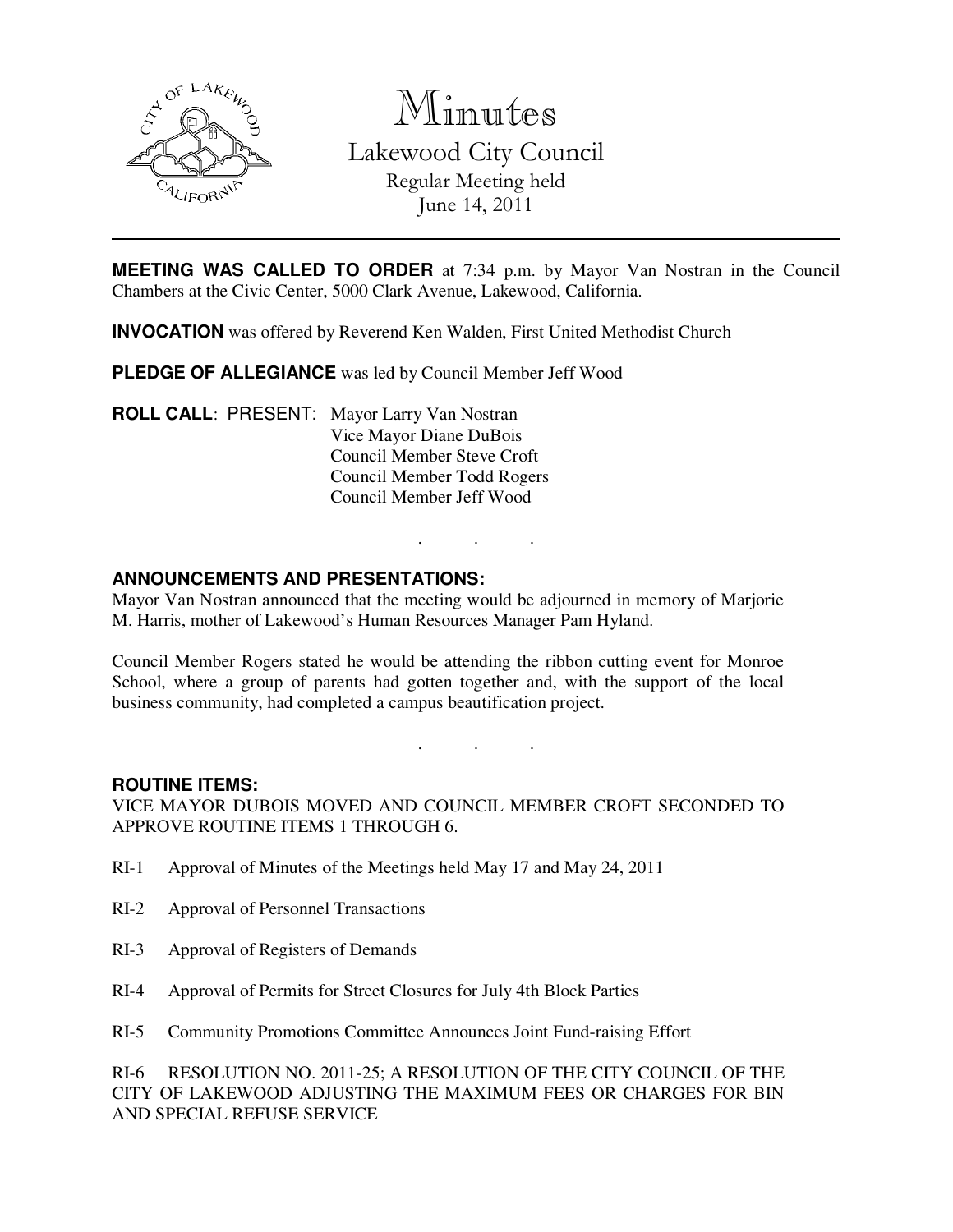# Minutes

## Lakewood City Council

Regular Meeting held
June 14, 2011

---

**MEETING WAS CALLED TO ORDER** at 7:34 p.m. by Mayor Van Nostran in the Council Chambers at the Civic Center, 5000 Clark Avenue, Lakewood, California.

**INVOCATION** was offered by Reverend Ken Walden, First United Methodist Church

**PLEDGE OF ALLEGIANCE** was led by Council Member Jeff Wood

**ROLL CALL**: PRESENT: Mayor Larry Van Nostran
Vice Mayor Diane DuBois
Council Member Steve Croft
Council Member Todd Rogers
Council Member Jeff Wood

. . .

**ANNOUNCEMENTS AND PRESENTATIONS:**

Mayor Van Nostran announced that the meeting would be adjourned in memory of Marjorie M. Harris, mother of Lakewood's Human Resources Manager Pam Hyland.

Council Member Rogers stated he would be attending the ribbon cutting event for Monroe School, where a group of parents had gotten together and, with the support of the local business community, had completed a campus beautification project.

. . .

**ROUTINE ITEMS:**

VICE MAYOR DUBOIS MOVED AND COUNCIL MEMBER CROFT SECONDED TO APPROVE ROUTINE ITEMS 1 THROUGH 6.

RI-1 Approval of Minutes of the Meetings held May 17 and May 24, 2011

RI-2 Approval of Personnel Transactions

RI-3 Approval of Registers of Demands

RI-4 Approval of Permits for Street Closures for July 4th Block Parties

RI-5 Community Promotions Committee Announces Joint Fund-raising Effort

RI-6 RESOLUTION NO. 2011-25; A RESOLUTION OF THE CITY COUNCIL OF THE CITY OF LAKEWOOD ADJUSTING THE MAXIMUM FEES OR CHARGES FOR BIN AND SPECIAL REFUSE SERVICE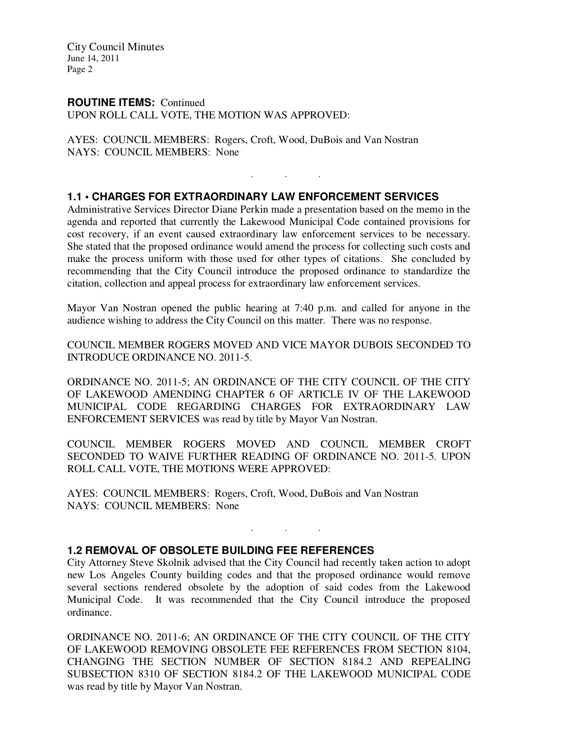**ROUTINE ITEMS:** Continued
UPON ROLL CALL VOTE, THE MOTION WAS APPROVED:

AYES: COUNCIL MEMBERS: Rogers, Croft, Wood, DuBois and Van Nostran
NAYS: COUNCIL MEMBERS: None

. . .

### 1.1 • CHARGES FOR EXTRAORDINARY LAW ENFORCEMENT SERVICES

Administrative Services Director Diane Perkin made a presentation based on the memo in the agenda and reported that currently the Lakewood Municipal Code contained provisions for cost recovery, if an event caused extraordinary law enforcement services to be necessary. She stated that the proposed ordinance would amend the process for collecting such costs and make the process uniform with those used for other types of citations. She concluded by recommending that the City Council introduce the proposed ordinance to standardize the citation, collection and appeal process for extraordinary law enforcement services.

Mayor Van Nostran opened the public hearing at 7:40 p.m. and called for anyone in the audience wishing to address the City Council on this matter. There was no response.

COUNCIL MEMBER ROGERS MOVED AND VICE MAYOR DUBOIS SECONDED TO INTRODUCE ORDINANCE NO. 2011-5.

ORDINANCE NO. 2011-5; AN ORDINANCE OF THE CITY COUNCIL OF THE CITY OF LAKEWOOD AMENDING CHAPTER 6 OF ARTICLE IV OF THE LAKEWOOD MUNICIPAL CODE REGARDING CHARGES FOR EXTRAORDINARY LAW ENFORCEMENT SERVICES was read by title by Mayor Van Nostran.

COUNCIL MEMBER ROGERS MOVED AND COUNCIL MEMBER CROFT SECONDED TO WAIVE FURTHER READING OF ORDINANCE NO. 2011-5. UPON ROLL CALL VOTE, THE MOTIONS WERE APPROVED:

AYES: COUNCIL MEMBERS: Rogers, Croft, Wood, DuBois and Van Nostran
NAYS: COUNCIL MEMBERS: None

. . .

### 1.2 REMOVAL OF OBSOLETE BUILDING FEE REFERENCES

City Attorney Steve Skolnik advised that the City Council had recently taken action to adopt new Los Angeles County building codes and that the proposed ordinance would remove several sections rendered obsolete by the adoption of said codes from the Lakewood Municipal Code. It was recommended that the City Council introduce the proposed ordinance.

ORDINANCE NO. 2011-6; AN ORDINANCE OF THE CITY COUNCIL OF THE CITY OF LAKEWOOD REMOVING OBSOLETE FEE REFERENCES FROM SECTION 8104, CHANGING THE SECTION NUMBER OF SECTION 8184.2 AND REPEALING SUBSECTION 8310 OF SECTION 8184.2 OF THE LAKEWOOD MUNICIPAL CODE was read by title by Mayor Van Nostran.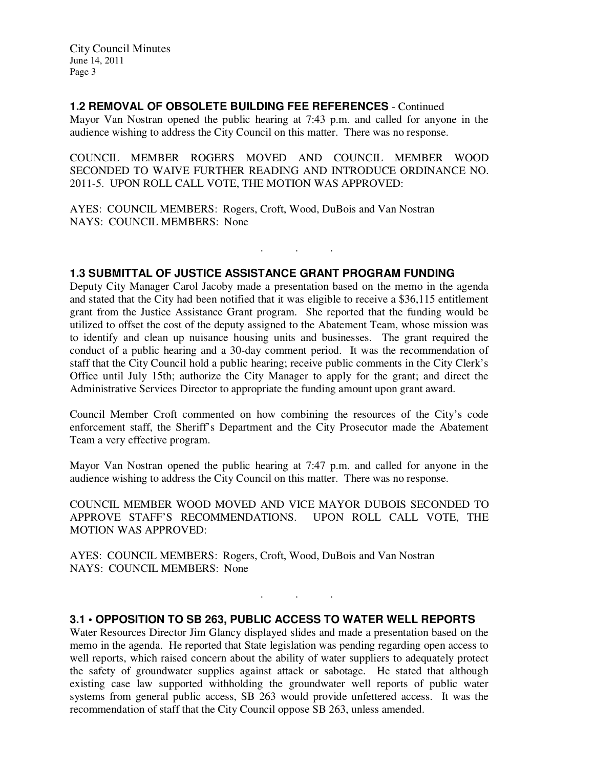**1.2 REMOVAL OF OBSOLETE BUILDING FEE REFERENCES** - Continued

Mayor Van Nostran opened the public hearing at 7:43 p.m. and called for anyone in the audience wishing to address the City Council on this matter. There was no response.

COUNCIL MEMBER ROGERS MOVED AND COUNCIL MEMBER WOOD SECONDED TO WAIVE FURTHER READING AND INTRODUCE ORDINANCE NO. 2011-5. UPON ROLL CALL VOTE, THE MOTION WAS APPROVED:

AYES: COUNCIL MEMBERS: Rogers, Croft, Wood, DuBois and Van Nostran
NAYS: COUNCIL MEMBERS: None

. . .

**1.3 SUBMITTAL OF JUSTICE ASSISTANCE GRANT PROGRAM FUNDING**

Deputy City Manager Carol Jacoby made a presentation based on the memo in the agenda and stated that the City had been notified that it was eligible to receive a $36,115 entitlement grant from the Justice Assistance Grant program. She reported that the funding would be utilized to offset the cost of the deputy assigned to the Abatement Team, whose mission was to identify and clean up nuisance housing units and businesses. The grant required the conduct of a public hearing and a 30-day comment period. It was the recommendation of staff that the City Council hold a public hearing; receive public comments in the City Clerk's Office until July 15th; authorize the City Manager to apply for the grant; and direct the Administrative Services Director to appropriate the funding amount upon grant award.

Council Member Croft commented on how combining the resources of the City's code enforcement staff, the Sheriff's Department and the City Prosecutor made the Abatement Team a very effective program.

Mayor Van Nostran opened the public hearing at 7:47 p.m. and called for anyone in the audience wishing to address the City Council on this matter. There was no response.

COUNCIL MEMBER WOOD MOVED AND VICE MAYOR DUBOIS SECONDED TO APPROVE STAFF'S RECOMMENDATIONS. UPON ROLL CALL VOTE, THE MOTION WAS APPROVED:

AYES: COUNCIL MEMBERS: Rogers, Croft, Wood, DuBois and Van Nostran
NAYS: COUNCIL MEMBERS: None

. . .

**3.1 • OPPOSITION TO SB 263, PUBLIC ACCESS TO WATER WELL REPORTS**

Water Resources Director Jim Glancy displayed slides and made a presentation based on the memo in the agenda. He reported that State legislation was pending regarding open access to well reports, which raised concern about the ability of water suppliers to adequately protect the safety of groundwater supplies against attack or sabotage. He stated that although existing case law supported withholding the groundwater well reports of public water systems from general public access, SB 263 would provide unfettered access. It was the recommendation of staff that the City Council oppose SB 263, unless amended.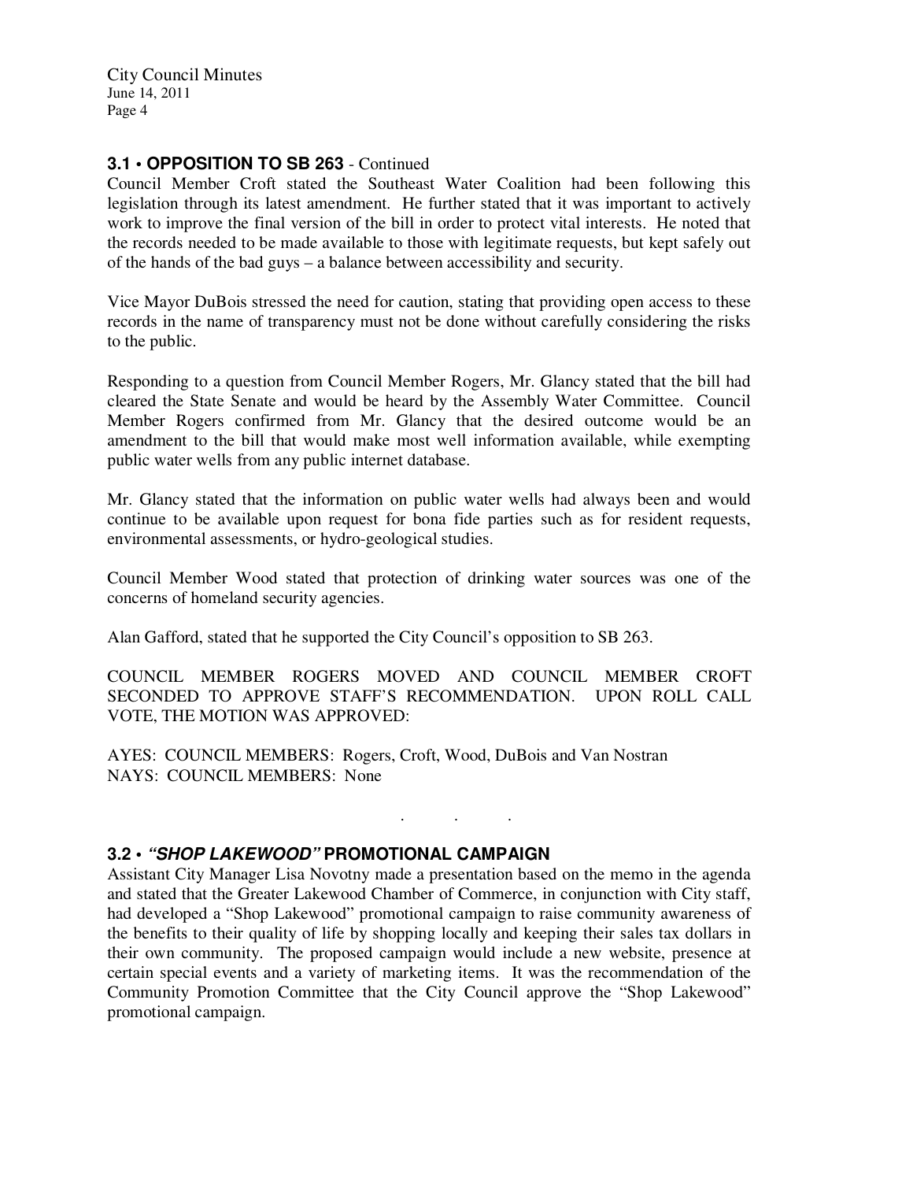### 3.1 • OPPOSITION TO SB 263 - Continued

Council Member Croft stated the Southeast Water Coalition had been following this legislation through its latest amendment. He further stated that it was important to actively work to improve the final version of the bill in order to protect vital interests. He noted that the records needed to be made available to those with legitimate requests, but kept safely out of the hands of the bad guys – a balance between accessibility and security.

Vice Mayor DuBois stressed the need for caution, stating that providing open access to these records in the name of transparency must not be done without carefully considering the risks to the public.

Responding to a question from Council Member Rogers, Mr. Glancy stated that the bill had cleared the State Senate and would be heard by the Assembly Water Committee. Council Member Rogers confirmed from Mr. Glancy that the desired outcome would be an amendment to the bill that would make most well information available, while exempting public water wells from any public internet database.

Mr. Glancy stated that the information on public water wells had always been and would continue to be available upon request for bona fide parties such as for resident requests, environmental assessments, or hydro-geological studies.

Council Member Wood stated that protection of drinking water sources was one of the concerns of homeland security agencies.

Alan Gafford, stated that he supported the City Council's opposition to SB 263.

COUNCIL MEMBER ROGERS MOVED AND COUNCIL MEMBER CROFT SECONDED TO APPROVE STAFF'S RECOMMENDATION. UPON ROLL CALL VOTE, THE MOTION WAS APPROVED:

AYES: COUNCIL MEMBERS: Rogers, Croft, Wood, DuBois and Van Nostran
NAYS: COUNCIL MEMBERS: None

. . .

### 3.2 • *"SHOP LAKEWOOD"* PROMOTIONAL CAMPAIGN

Assistant City Manager Lisa Novotny made a presentation based on the memo in the agenda and stated that the Greater Lakewood Chamber of Commerce, in conjunction with City staff, had developed a "Shop Lakewood" promotional campaign to raise community awareness of the benefits to their quality of life by shopping locally and keeping their sales tax dollars in their own community. The proposed campaign would include a new website, presence at certain special events and a variety of marketing items. It was the recommendation of the Community Promotion Committee that the City Council approve the "Shop Lakewood" promotional campaign.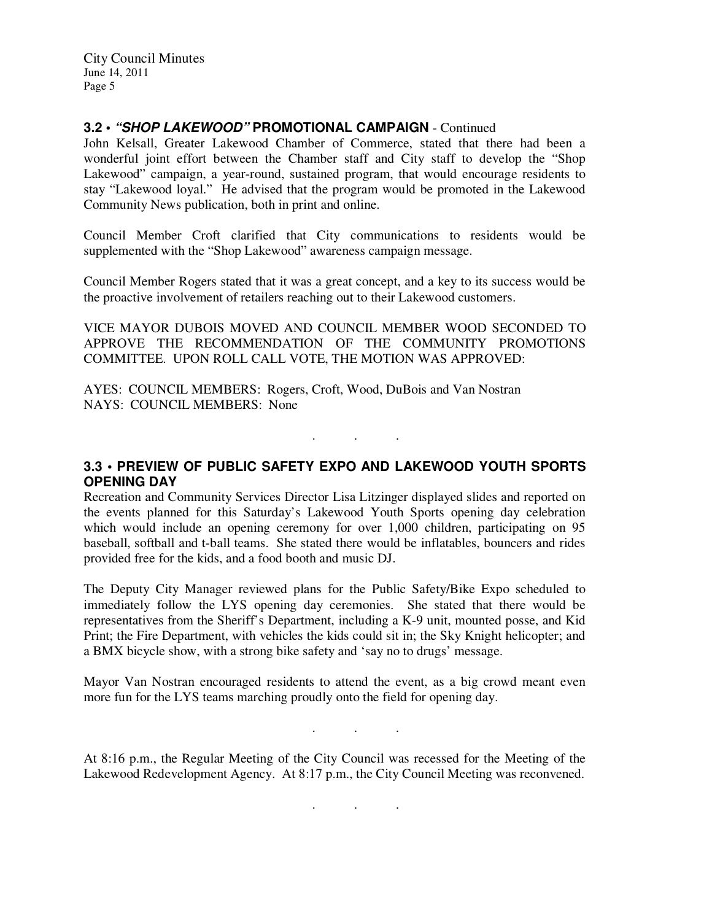## 3.2 • *"SHOP LAKEWOOD"* PROMOTIONAL CAMPAIGN - Continued

John Kelsall, Greater Lakewood Chamber of Commerce, stated that there had been a wonderful joint effort between the Chamber staff and City staff to develop the "Shop Lakewood" campaign, a year-round, sustained program, that would encourage residents to stay "Lakewood loyal." He advised that the program would be promoted in the Lakewood Community News publication, both in print and online.

Council Member Croft clarified that City communications to residents would be supplemented with the "Shop Lakewood" awareness campaign message.

Council Member Rogers stated that it was a great concept, and a key to its success would be the proactive involvement of retailers reaching out to their Lakewood customers.

VICE MAYOR DUBOIS MOVED AND COUNCIL MEMBER WOOD SECONDED TO APPROVE THE RECOMMENDATION OF THE COMMUNITY PROMOTIONS COMMITTEE. UPON ROLL CALL VOTE, THE MOTION WAS APPROVED:

AYES: COUNCIL MEMBERS: Rogers, Croft, Wood, DuBois and Van Nostran
NAYS: COUNCIL MEMBERS: None

. . .

## 3.3 • PREVIEW OF PUBLIC SAFETY EXPO AND LAKEWOOD YOUTH SPORTS OPENING DAY

Recreation and Community Services Director Lisa Litzinger displayed slides and reported on the events planned for this Saturday's Lakewood Youth Sports opening day celebration which would include an opening ceremony for over 1,000 children, participating on 95 baseball, softball and t-ball teams. She stated there would be inflatables, bouncers and rides provided free for the kids, and a food booth and music DJ.

The Deputy City Manager reviewed plans for the Public Safety/Bike Expo scheduled to immediately follow the LYS opening day ceremonies. She stated that there would be representatives from the Sheriff's Department, including a K-9 unit, mounted posse, and Kid Print; the Fire Department, with vehicles the kids could sit in; the Sky Knight helicopter; and a BMX bicycle show, with a strong bike safety and 'say no to drugs' message.

Mayor Van Nostran encouraged residents to attend the event, as a big crowd meant even more fun for the LYS teams marching proudly onto the field for opening day.

. . .

At 8:16 p.m., the Regular Meeting of the City Council was recessed for the Meeting of the Lakewood Redevelopment Agency. At 8:17 p.m., the City Council Meeting was reconvened.

. . .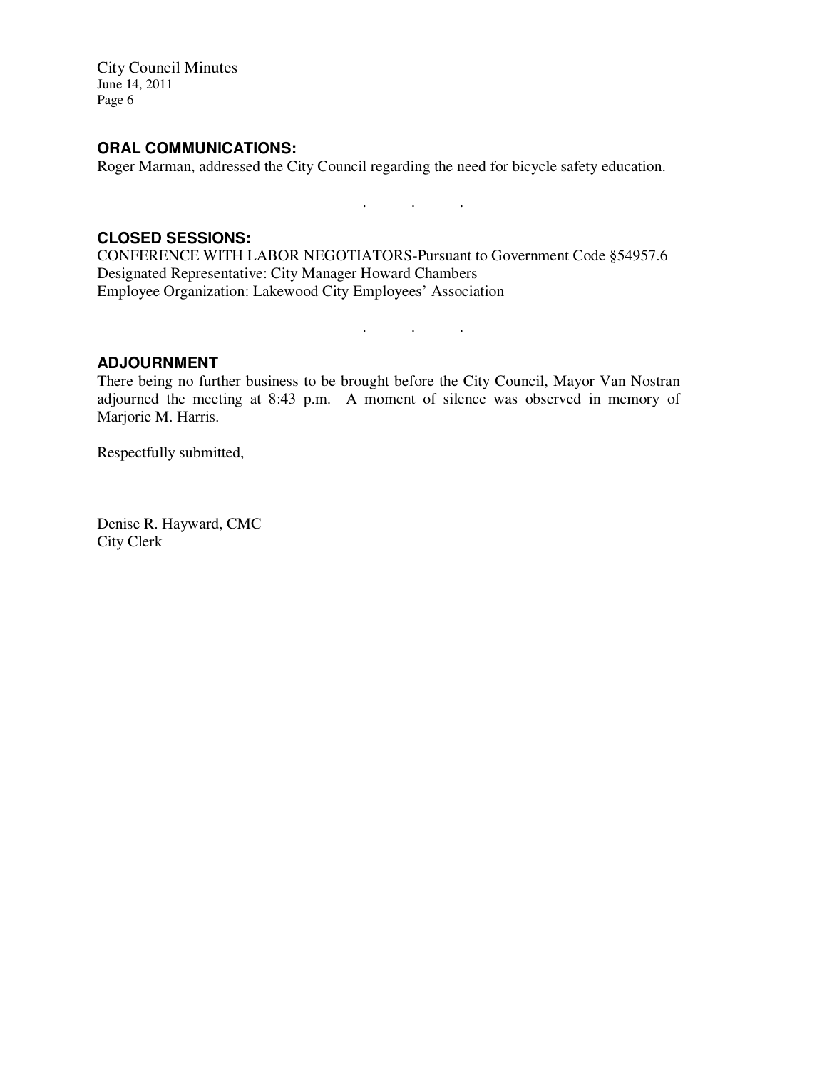## ORAL COMMUNICATIONS:

Roger Marman, addressed the City Council regarding the need for bicycle safety education.

. . .

## CLOSED SESSIONS:

CONFERENCE WITH LABOR NEGOTIATORS-Pursuant to Government Code §54957.6
Designated Representative: City Manager Howard Chambers
Employee Organization: Lakewood City Employees' Association

. . .

## ADJOURNMENT

There being no further business to be brought before the City Council, Mayor Van Nostran adjourned the meeting at 8:43 p.m. A moment of silence was observed in memory of Marjorie M. Harris.

Respectfully submitted,

Denise R. Hayward, CMC
City Clerk